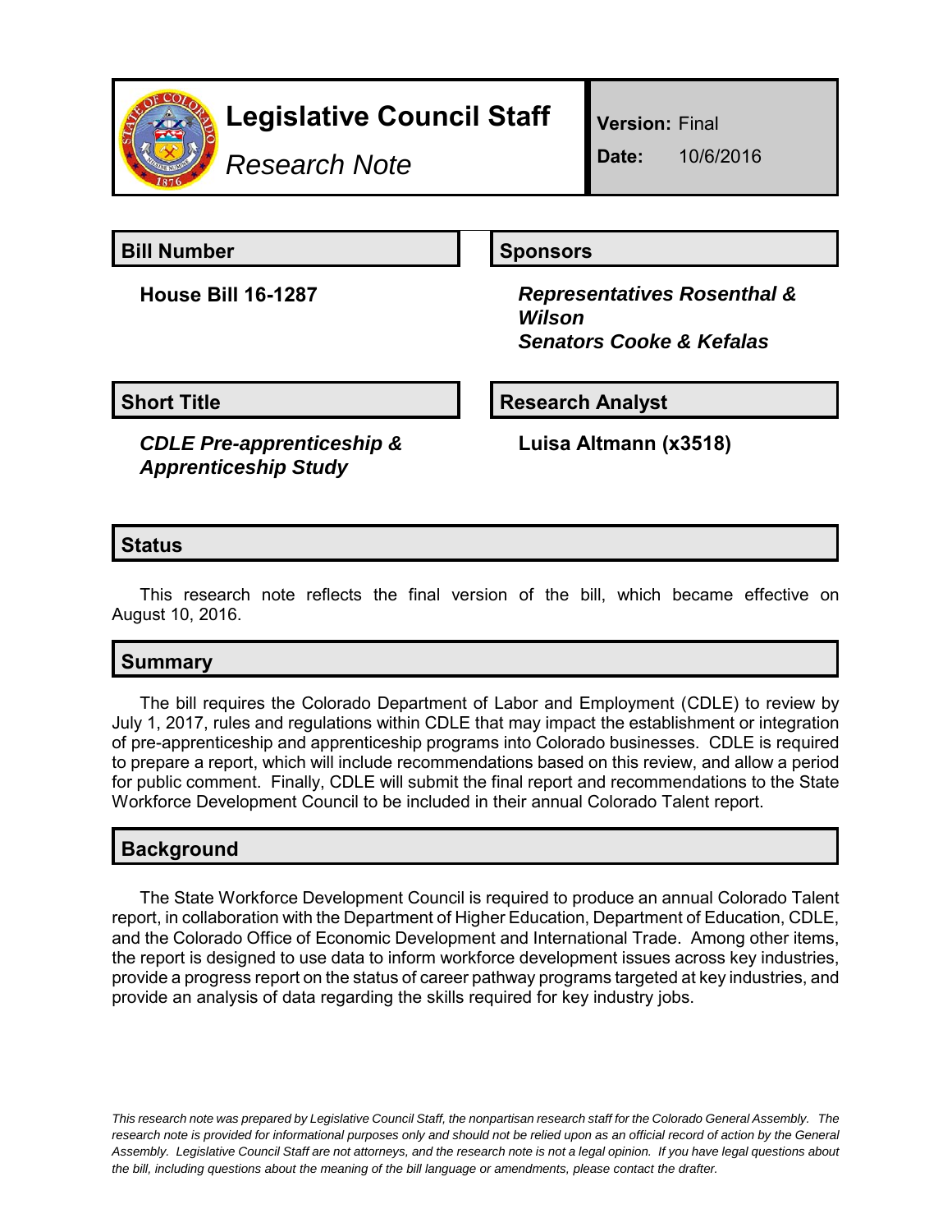# Legislative Council Staff

*Research Note*

**Version:** Final

**Date:** 10/6/2016

## Bill Number

**House Bill 16-1287**

## Sponsors

***Representatives Rosenthal & Wilson***
***Senators Cooke & Kefalas***

## Short Title

***CDLE Pre-apprenticeship & Apprenticeship Study***

## Research Analyst

**Luisa Altmann (x3518)**

## Status

This research note reflects the final version of the bill, which became effective on August 10, 2016.

## Summary

The bill requires the Colorado Department of Labor and Employment (CDLE) to review by July 1, 2017, rules and regulations within CDLE that may impact the establishment or integration of pre-apprenticeship and apprenticeship programs into Colorado businesses. CDLE is required to prepare a report, which will include recommendations based on this review, and allow a period for public comment. Finally, CDLE will submit the final report and recommendations to the State Workforce Development Council to be included in their annual Colorado Talent report.

## Background

The State Workforce Development Council is required to produce an annual Colorado Talent report, in collaboration with the Department of Higher Education, Department of Education, CDLE, and the Colorado Office of Economic Development and International Trade. Among other items, the report is designed to use data to inform workforce development issues across key industries, provide a progress report on the status of career pathway programs targeted at key industries, and provide an analysis of data regarding the skills required for key industry jobs.

*This research note was prepared by Legislative Council Staff, the nonpartisan research staff for the Colorado General Assembly. The research note is provided for informational purposes only and should not be relied upon as an official record of action by the General Assembly. Legislative Council Staff are not attorneys, and the research note is not a legal opinion. If you have legal questions about the bill, including questions about the meaning of the bill language or amendments, please contact the drafter.*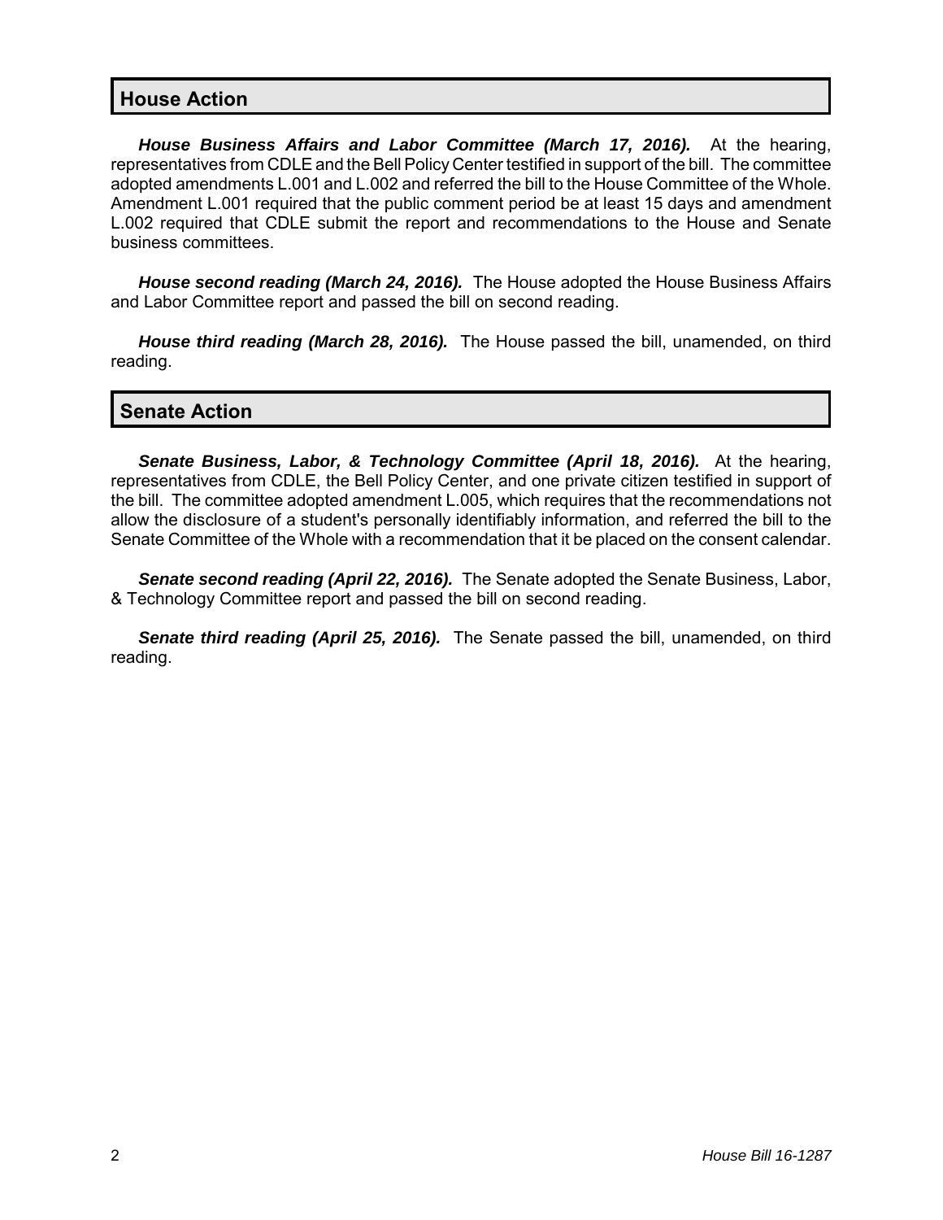## House Action

***House Business Affairs and Labor Committee (March 17, 2016).*** At the hearing, representatives from CDLE and the Bell Policy Center testified in support of the bill. The committee adopted amendments L.001 and L.002 and referred the bill to the House Committee of the Whole. Amendment L.001 required that the public comment period be at least 15 days and amendment L.002 required that CDLE submit the report and recommendations to the House and Senate business committees.

***House second reading (March 24, 2016).*** The House adopted the House Business Affairs and Labor Committee report and passed the bill on second reading.

***House third reading (March 28, 2016).*** The House passed the bill, unamended, on third reading.

## Senate Action

***Senate Business, Labor, & Technology Committee (April 18, 2016).*** At the hearing, representatives from CDLE, the Bell Policy Center, and one private citizen testified in support of the bill. The committee adopted amendment L.005, which requires that the recommendations not allow the disclosure of a student's personally identifiably information, and referred the bill to the Senate Committee of the Whole with a recommendation that it be placed on the consent calendar.

***Senate second reading (April 22, 2016).*** The Senate adopted the Senate Business, Labor, & Technology Committee report and passed the bill on second reading.

***Senate third reading (April 25, 2016).*** The Senate passed the bill, unamended, on third reading.